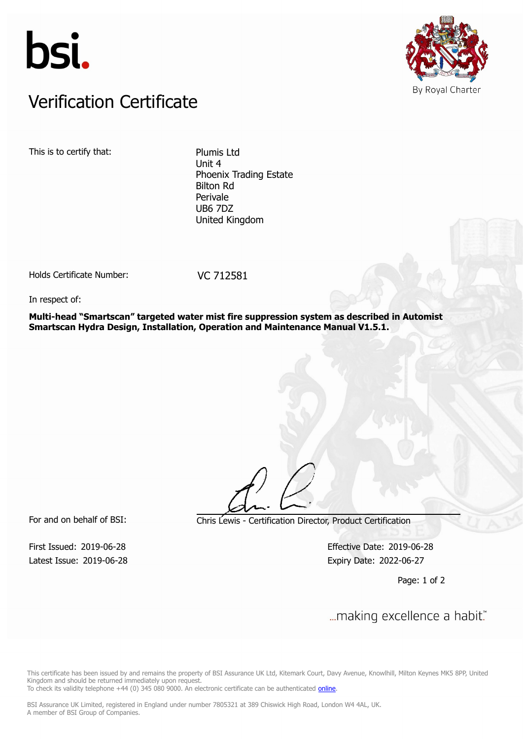bsi.

By Royal Charter

# Verification Certificate

This is to certify that:

Plumis Ltd
Unit 4
Phoenix Trading Estate
Bilton Rd
Perivale
UB6 7DZ
United Kingdom

Holds Certificate Number: VC 712581

In respect of:

**Multi-head "Smartscan" targeted water mist fire suppression system as described in Automist Smartscan Hydra Design, Installation, Operation and Maintenance Manual V1.5.1.**

For and on behalf of BSI: Chris Lewis - Certification Director, Product Certification

First Issued: 2019-06-28
Latest Issue: 2019-06-28

Effective Date: 2019-06-28
Expiry Date: 2022-06-27

...making excellence a habit.™

This certificate has been issued by and remains the property of BSI Assurance UK Ltd, Kitemark Court, Davy Avenue, Knowlhill, Milton Keynes MK5 8PP, United Kingdom and should be returned immediately upon request.
To check its validity telephone +44 (0) 345 080 9000. An electronic certificate can be authenticated online.

BSI Assurance UK Limited, registered in England under number 7805321 at 389 Chiswick High Road, London W4 4AL, UK.
A member of BSI Group of Companies.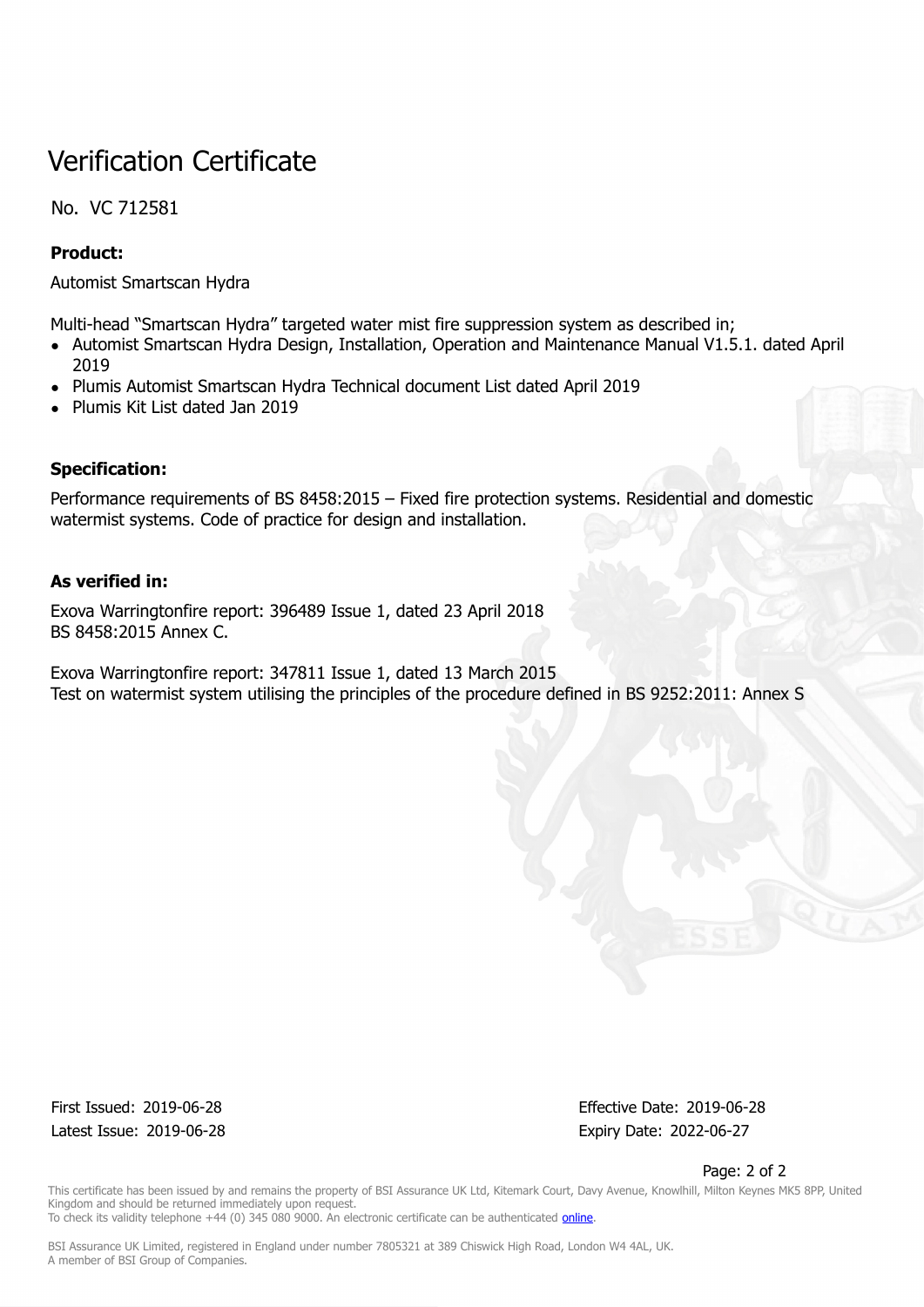# Verification Certificate

No. VC 712581

**Product:**

Automist Smartscan Hydra

Multi-head "Smartscan Hydra" targeted water mist fire suppression system as described in;

- Automist Smartscan Hydra Design, Installation, Operation and Maintenance Manual V1.5.1. dated April 2019
- Plumis Automist Smartscan Hydra Technical document List dated April 2019
- Plumis Kit List dated Jan 2019

**Specification:**

Performance requirements of BS 8458:2015 – Fixed fire protection systems. Residential and domestic watermist systems. Code of practice for design and installation.

**As verified in:**

Exova Warringtonfire report: 396489 Issue 1, dated 23 April 2018
BS 8458:2015 Annex C.

Exova Warringtonfire report: 347811 Issue 1, dated 13 March 2015
Test on watermist system utilising the principles of the procedure defined in BS 9252:2011: Annex S

First Issued: 2019-06-28
Latest Issue: 2019-06-28

Effective Date: 2019-06-28
Expiry Date: 2022-06-27

This certificate has been issued by and remains the property of BSI Assurance UK Ltd, Kitemark Court, Davy Avenue, Knowlhill, Milton Keynes MK5 8PP, United Kingdom and should be returned immediately upon request.
To check its validity telephone +44 (0) 345 080 9000. An electronic certificate can be authenticated online.

BSI Assurance UK Limited, registered in England under number 7805321 at 389 Chiswick High Road, London W4 4AL, UK.
A member of BSI Group of Companies.